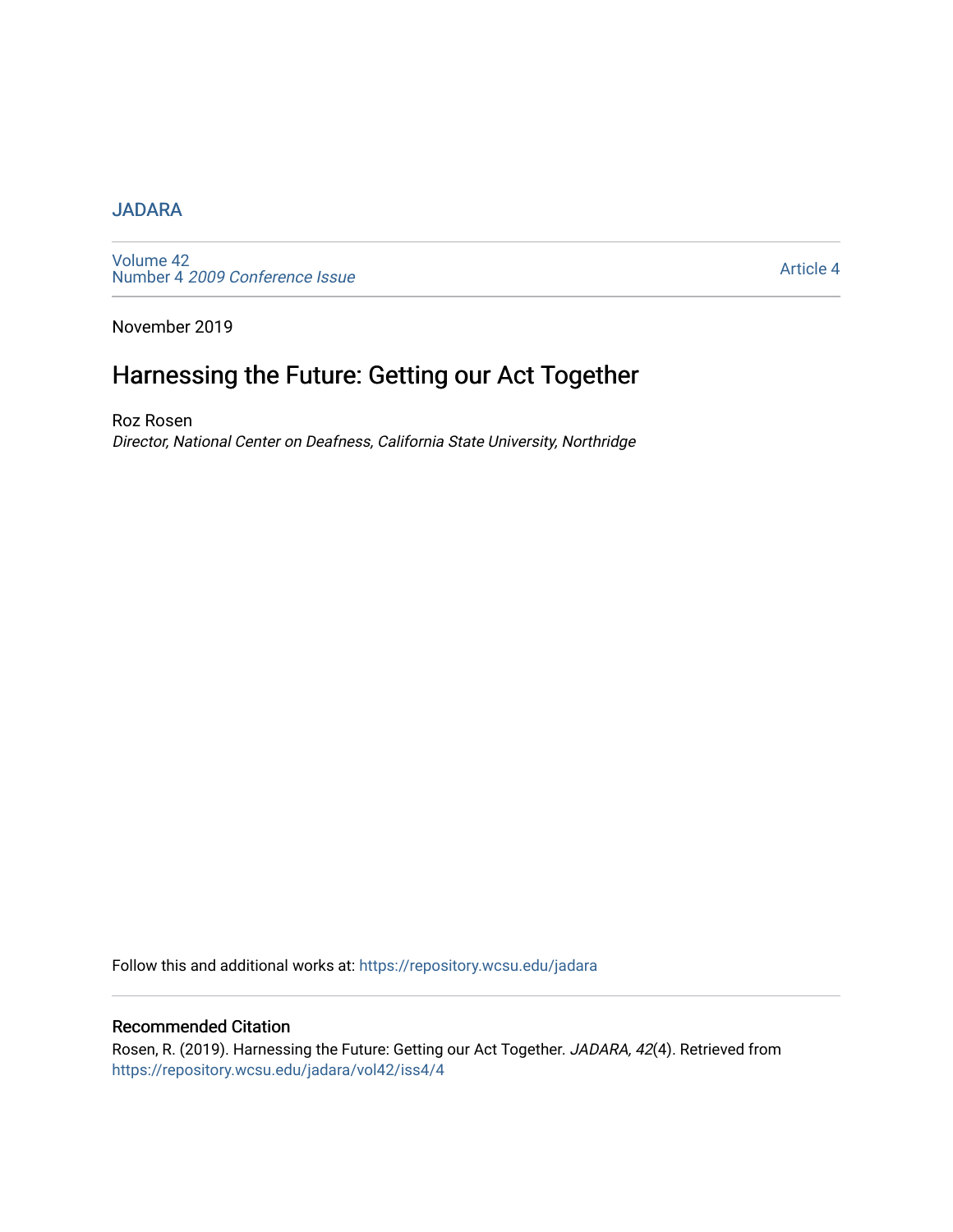# JADARA

Volume 42
Number 4 *2009 Conference Issue*

Article 4

November 2019

## Harnessing the Future: Getting our Act Together

Roz Rosen
*Director, National Center on Deafness, California State University, Northridge*

Follow this and additional works at: https://repository.wcsu.edu/jadara

### Recommended Citation

Rosen, R. (2019). Harnessing the Future: Getting our Act Together. *JADARA, 42*(4). Retrieved from https://repository.wcsu.edu/jadara/vol42/iss4/4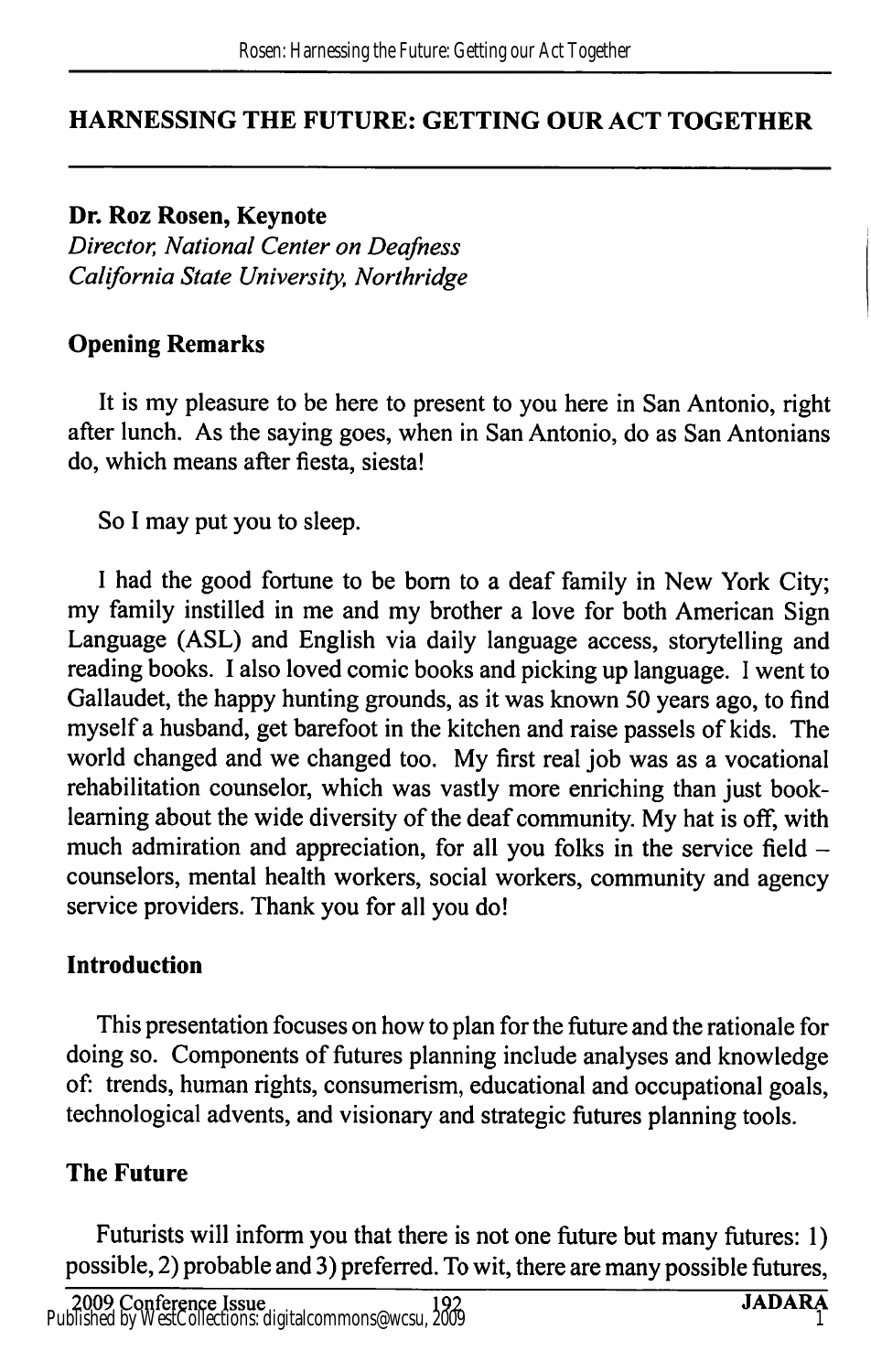## HARNESSING THE FUTURE: GETTING OUR ACT TOGETHER

**Dr. Roz Rosen, Keynote**
*Director, National Center on Deafness*
*California State University, Northridge*

### Opening Remarks

It is my pleasure to be here to present to you here in San Antonio, right after lunch. As the saying goes, when in San Antonio, do as San Antonians do, which means after fiesta, siesta!

So I may put you to sleep.

I had the good fortune to be born to a deaf family in New York City; my family instilled in me and my brother a love for both American Sign Language (ASL) and English via daily language access, storytelling and reading books. I also loved comic books and picking up language. I went to Gallaudet, the happy hunting grounds, as it was known 50 years ago, to find myself a husband, get barefoot in the kitchen and raise passels of kids. The world changed and we changed too. My first real job was as a vocational rehabilitation counselor, which was vastly more enriching than just book-learning about the wide diversity of the deaf community. My hat is off, with much admiration and appreciation, for all you folks in the service field – counselors, mental health workers, social workers, community and agency service providers. Thank you for all you do!

### Introduction

This presentation focuses on how to plan for the future and the rationale for doing so. Components of futures planning include analyses and knowledge of: trends, human rights, consumerism, educational and occupational goals, technological advents, and visionary and strategic futures planning tools.

### The Future

Futurists will inform you that there is not one future but many futures: 1) possible, 2) probable and 3) preferred. To wit, there are many possible futures,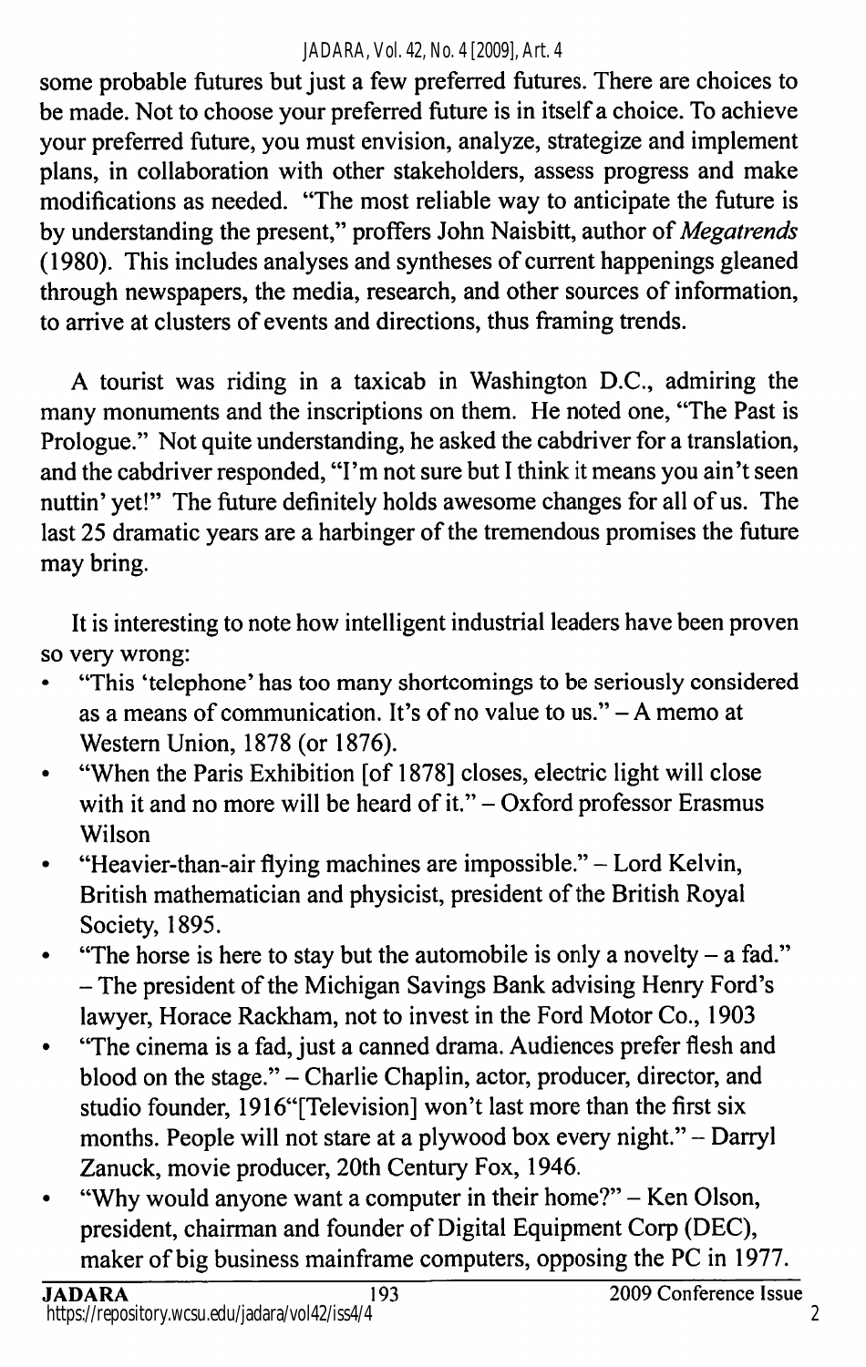some probable futures but just a few preferred futures. There are choices to be made. Not to choose your preferred future is in itself a choice. To achieve your preferred future, you must envision, analyze, strategize and implement plans, in collaboration with other stakeholders, assess progress and make modifications as needed. "The most reliable way to anticipate the future is by understanding the present," proffers John Naisbitt, author of *Megatrends* (1980). This includes analyses and syntheses of current happenings gleaned through newspapers, the media, research, and other sources of information, to arrive at clusters of events and directions, thus framing trends.

A tourist was riding in a taxicab in Washington D.C., admiring the many monuments and the inscriptions on them. He noted one, "The Past is Prologue." Not quite understanding, he asked the cabdriver for a translation, and the cabdriver responded, "I'm not sure but I think it means you ain't seen nuttin' yet!" The future definitely holds awesome changes for all of us. The last 25 dramatic years are a harbinger of the tremendous promises the future may bring.

It is interesting to note how intelligent industrial leaders have been proven so very wrong:

- "This 'telephone' has too many shortcomings to be seriously considered as a means of communication. It's of no value to us." – A memo at Western Union, 1878 (or 1876).
- "When the Paris Exhibition [of 1878] closes, electric light will close with it and no more will be heard of it." – Oxford professor Erasmus Wilson
- "Heavier-than-air flying machines are impossible." – Lord Kelvin, British mathematician and physicist, president of the British Royal Society, 1895.
- "The horse is here to stay but the automobile is only a novelty – a fad." – The president of the Michigan Savings Bank advising Henry Ford's lawyer, Horace Rackham, not to invest in the Ford Motor Co., 1903
- "The cinema is a fad, just a canned drama. Audiences prefer flesh and blood on the stage." – Charlie Chaplin, actor, producer, director, and studio founder, 1916"[Television] won't last more than the first six months. People will not stare at a plywood box every night." – Darryl Zanuck, movie producer, 20th Century Fox, 1946.
- "Why would anyone want a computer in their home?" – Ken Olson, president, chairman and founder of Digital Equipment Corp (DEC), maker of big business mainframe computers, opposing the PC in 1977.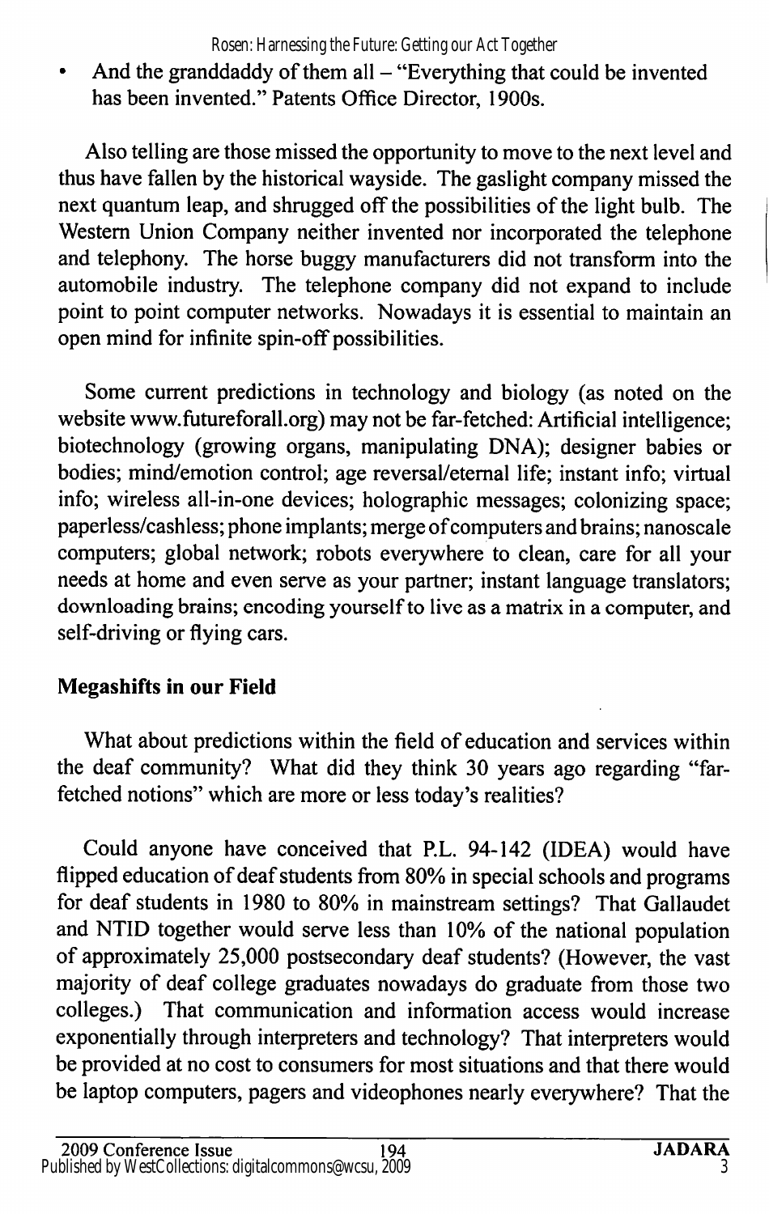- And the granddaddy of them all – "Everything that could be invented has been invented." Patents Office Director, 1900s.

Also telling are those missed the opportunity to move to the next level and thus have fallen by the historical wayside. The gaslight company missed the next quantum leap, and shrugged off the possibilities of the light bulb. The Western Union Company neither invented nor incorporated the telephone and telephony. The horse buggy manufacturers did not transform into the automobile industry. The telephone company did not expand to include point to point computer networks. Nowadays it is essential to maintain an open mind for infinite spin-off possibilities.

Some current predictions in technology and biology (as noted on the website www.futureforall.org) may not be far-fetched: Artificial intelligence; biotechnology (growing organs, manipulating DNA); designer babies or bodies; mind/emotion control; age reversal/eternal life; instant info; virtual info; wireless all-in-one devices; holographic messages; colonizing space; paperless/cashless; phone implants; merge of computers and brains; nanoscale computers; global network; robots everywhere to clean, care for all your needs at home and even serve as your partner; instant language translators; downloading brains; encoding yourself to live as a matrix in a computer, and self-driving or flying cars.

## Megashifts in our Field

What about predictions within the field of education and services within the deaf community? What did they think 30 years ago regarding "far-fetched notions" which are more or less today's realities?

Could anyone have conceived that P.L. 94-142 (IDEA) would have flipped education of deaf students from 80% in special schools and programs for deaf students in 1980 to 80% in mainstream settings? That Gallaudet and NTID together would serve less than 10% of the national population of approximately 25,000 postsecondary deaf students? (However, the vast majority of deaf college graduates nowadays do graduate from those two colleges.) That communication and information access would increase exponentially through interpreters and technology? That interpreters would be provided at no cost to consumers for most situations and that there would be laptop computers, pagers and videophones nearly everywhere? That the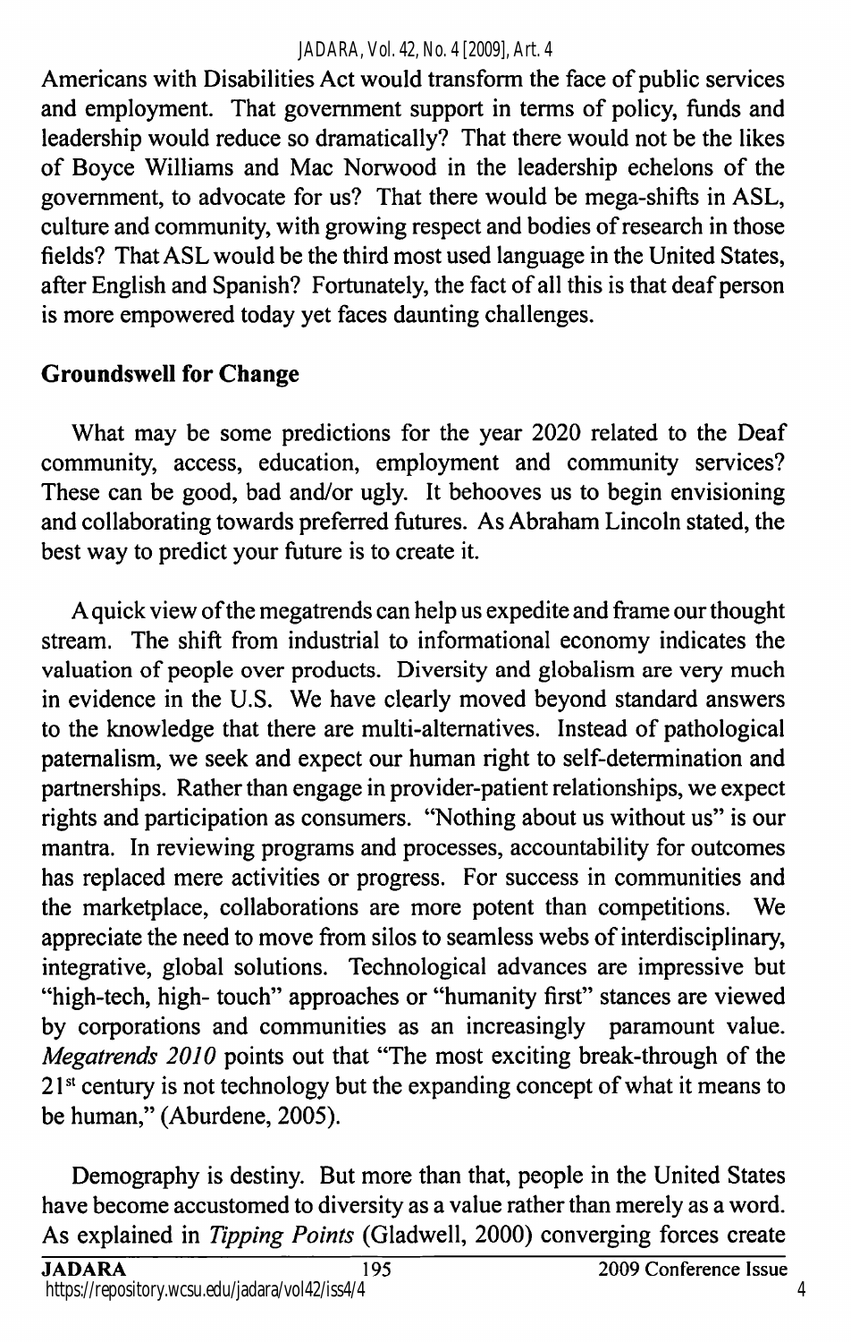Americans with Disabilities Act would transform the face of public services and employment. That government support in terms of policy, funds and leadership would reduce so dramatically? That there would not be the likes of Boyce Williams and Mac Norwood in the leadership echelons of the government, to advocate for us? That there would be mega-shifts in ASL, culture and community, with growing respect and bodies of research in those fields? That ASL would be the third most used language in the United States, after English and Spanish? Fortunately, the fact of all this is that deaf person is more empowered today yet faces daunting challenges.

## Groundswell for Change

What may be some predictions for the year 2020 related to the Deaf community, access, education, employment and community services? These can be good, bad and/or ugly. It behooves us to begin envisioning and collaborating towards preferred futures. As Abraham Lincoln stated, the best way to predict your future is to create it.

A quick view of the megatrends can help us expedite and frame our thought stream. The shift from industrial to informational economy indicates the valuation of people over products. Diversity and globalism are very much in evidence in the U.S. We have clearly moved beyond standard answers to the knowledge that there are multi-alternatives. Instead of pathological paternalism, we seek and expect our human right to self-determination and partnerships. Rather than engage in provider-patient relationships, we expect rights and participation as consumers. "Nothing about us without us" is our mantra. In reviewing programs and processes, accountability for outcomes has replaced mere activities or progress. For success in communities and the marketplace, collaborations are more potent than competitions. We appreciate the need to move from silos to seamless webs of interdisciplinary, integrative, global solutions. Technological advances are impressive but "high-tech, high- touch" approaches or "humanity first" stances are viewed by corporations and communities as an increasingly paramount value. *Megatrends 2010* points out that "The most exciting break-through of the 21st century is not technology but the expanding concept of what it means to be human," (Aburdene, 2005).

Demography is destiny. But more than that, people in the United States have become accustomed to diversity as a value rather than merely as a word. As explained in *Tipping Points* (Gladwell, 2000) converging forces create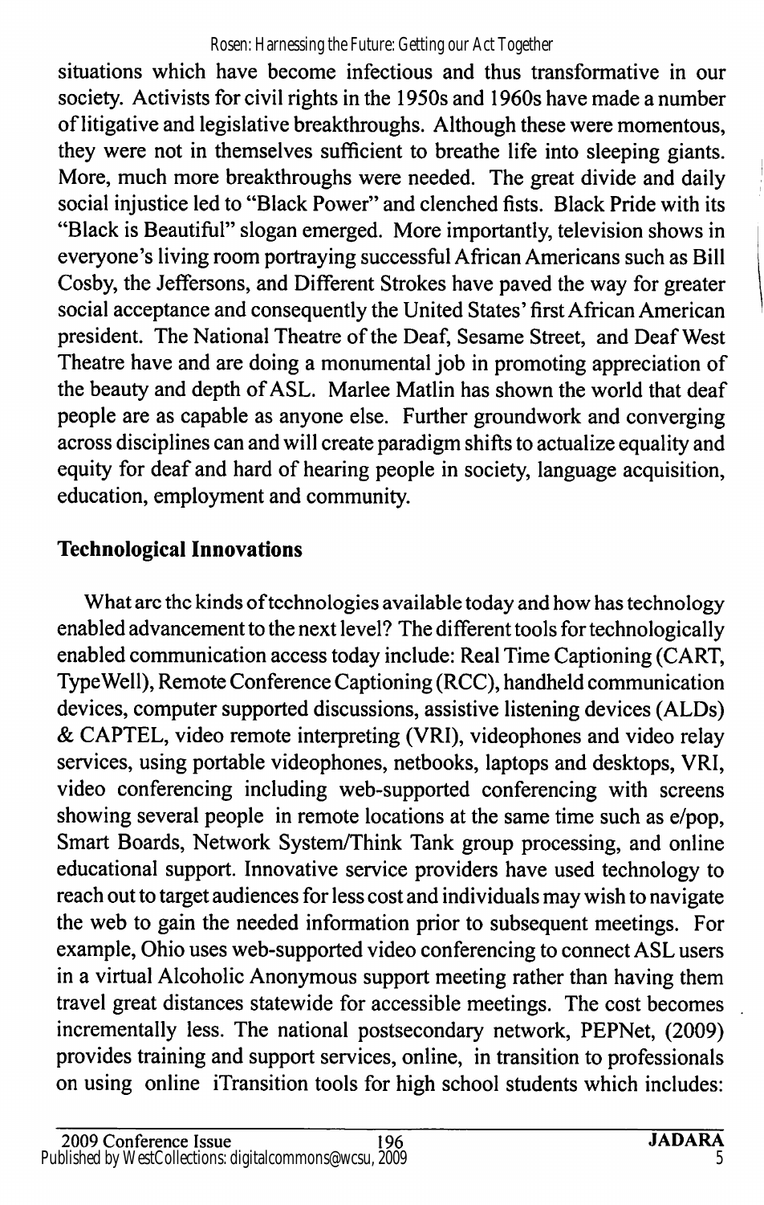situations which have become infectious and thus transformative in our society. Activists for civil rights in the 1950s and 1960s have made a number of litigative and legislative breakthroughs. Although these were momentous, they were not in themselves sufficient to breathe life into sleeping giants. More, much more breakthroughs were needed. The great divide and daily social injustice led to "Black Power" and clenched fists. Black Pride with its "Black is Beautiful" slogan emerged. More importantly, television shows in everyone's living room portraying successful African Americans such as Bill Cosby, the Jeffersons, and Different Strokes have paved the way for greater social acceptance and consequently the United States' first African American president. The National Theatre of the Deaf, Sesame Street, and Deaf West Theatre have and are doing a monumental job in promoting appreciation of the beauty and depth of ASL. Marlee Matlin has shown the world that deaf people are as capable as anyone else. Further groundwork and converging across disciplines can and will create paradigm shifts to actualize equality and equity for deaf and hard of hearing people in society, language acquisition, education, employment and community.

## Technological Innovations

What are the kinds of technologies available today and how has technology enabled advancement to the next level? The different tools for technologically enabled communication access today include: Real Time Captioning (CART, TypeWell), Remote Conference Captioning (RCC), handheld communication devices, computer supported discussions, assistive listening devices (ALDs) & CAPTEL, video remote interpreting (VRI), videophones and video relay services, using portable videophones, netbooks, laptops and desktops, VRI, video conferencing including web-supported conferencing with screens showing several people in remote locations at the same time such as e/pop, Smart Boards, Network System/Think Tank group processing, and online educational support. Innovative service providers have used technology to reach out to target audiences for less cost and individuals may wish to navigate the web to gain the needed information prior to subsequent meetings. For example, Ohio uses web-supported video conferencing to connect ASL users in a virtual Alcoholic Anonymous support meeting rather than having them travel great distances statewide for accessible meetings. The cost becomes incrementally less. The national postsecondary network, PEPNet, (2009) provides training and support services, online, in transition to professionals on using online iTransition tools for high school students which includes: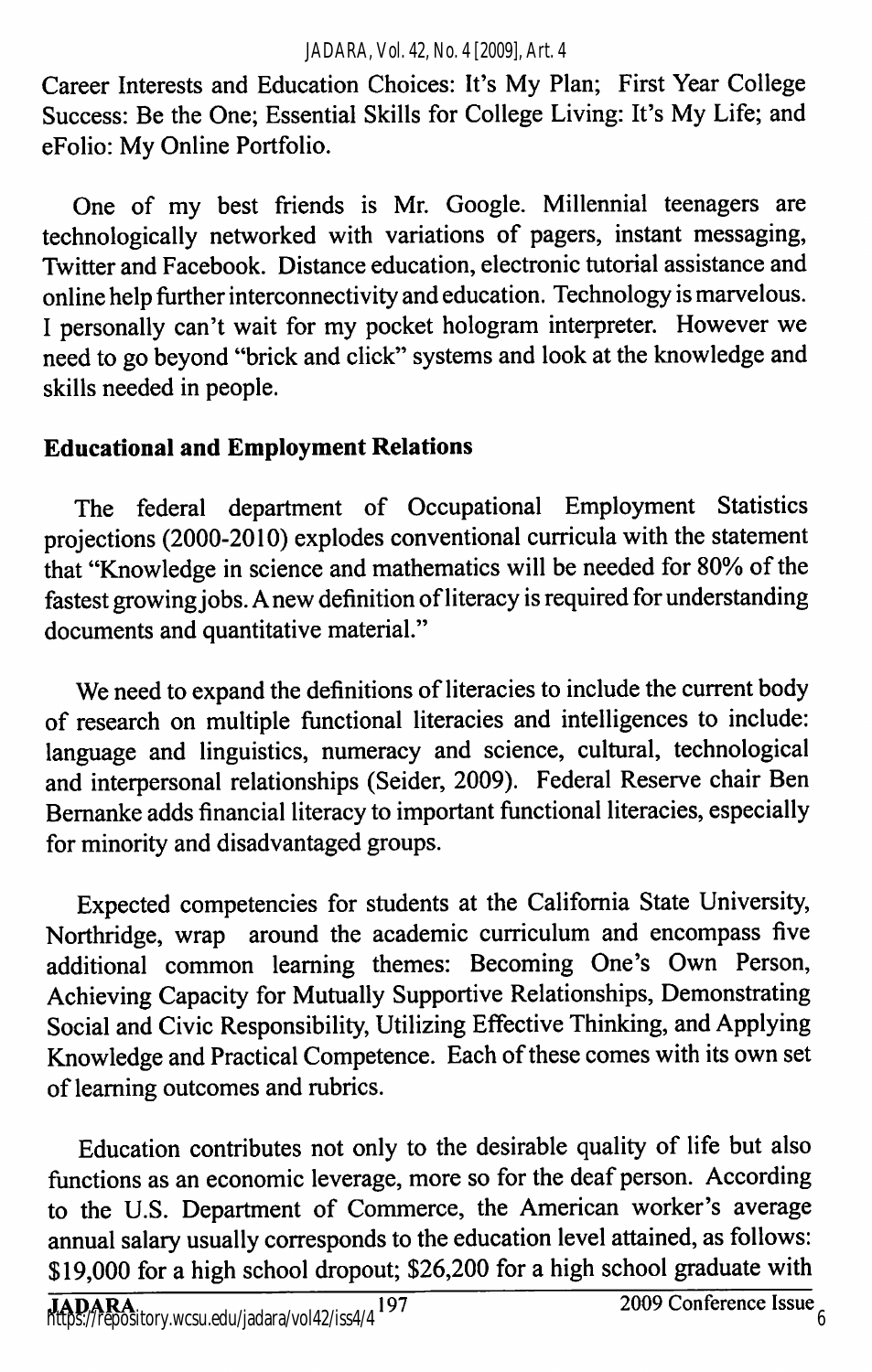Career Interests and Education Choices: It's My Plan; First Year College Success: Be the One; Essential Skills for College Living: It's My Life; and eFolio: My Online Portfolio.

One of my best friends is Mr. Google. Millennial teenagers are technologically networked with variations of pagers, instant messaging, Twitter and Facebook. Distance education, electronic tutorial assistance and online help further interconnectivity and education. Technology is marvelous. I personally can't wait for my pocket hologram interpreter. However we need to go beyond "brick and click" systems and look at the knowledge and skills needed in people.

**Educational and Employment Relations**

The federal department of Occupational Employment Statistics projections (2000-2010) explodes conventional curricula with the statement that "Knowledge in science and mathematics will be needed for 80% of the fastest growing jobs. A new definition of literacy is required for understanding documents and quantitative material."

We need to expand the definitions of literacies to include the current body of research on multiple functional literacies and intelligences to include: language and linguistics, numeracy and science, cultural, technological and interpersonal relationships (Seider, 2009). Federal Reserve chair Ben Bernanke adds financial literacy to important functional literacies, especially for minority and disadvantaged groups.

Expected competencies for students at the California State University, Northridge, wrap around the academic curriculum and encompass five additional common learning themes: Becoming One's Own Person, Achieving Capacity for Mutually Supportive Relationships, Demonstrating Social and Civic Responsibility, Utilizing Effective Thinking, and Applying Knowledge and Practical Competence. Each of these comes with its own set of learning outcomes and rubrics.

Education contributes not only to the desirable quality of life but also functions as an economic leverage, more so for the deaf person. According to the U.S. Department of Commerce, the American worker's average annual salary usually corresponds to the education level attained, as follows: $19,000 for a high school dropout; $26,200 for a high school graduate with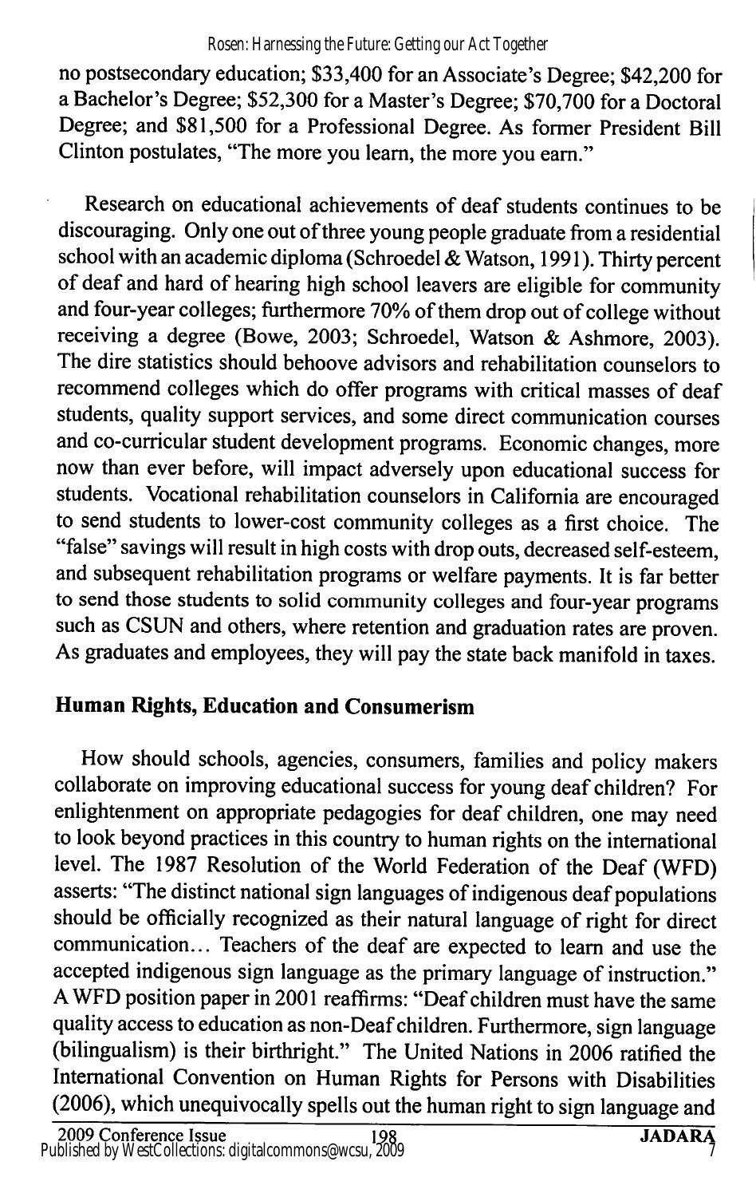no postsecondary education; $33,400 for an Associate's Degree; $42,200 for a Bachelor's Degree; $52,300 for a Master's Degree; $70,700 for a Doctoral Degree; and $81,500 for a Professional Degree. As former President Bill Clinton postulates, "The more you learn, the more you earn."

Research on educational achievements of deaf students continues to be discouraging. Only one out of three young people graduate from a residential school with an academic diploma (Schroedel & Watson, 1991). Thirty percent of deaf and hard of hearing high school leavers are eligible for community and four-year colleges; furthermore 70% of them drop out of college without receiving a degree (Bowe, 2003; Schroedel, Watson & Ashmore, 2003). The dire statistics should behoove advisors and rehabilitation counselors to recommend colleges which do offer programs with critical masses of deaf students, quality support services, and some direct communication courses and co-curricular student development programs. Economic changes, more now than ever before, will impact adversely upon educational success for students. Vocational rehabilitation counselors in California are encouraged to send students to lower-cost community colleges as a first choice. The "false" savings will result in high costs with drop outs, decreased self-esteem, and subsequent rehabilitation programs or welfare payments. It is far better to send those students to solid community colleges and four-year programs such as CSUN and others, where retention and graduation rates are proven. As graduates and employees, they will pay the state back manifold in taxes.

## Human Rights, Education and Consumerism

How should schools, agencies, consumers, families and policy makers collaborate on improving educational success for young deaf children? For enlightenment on appropriate pedagogies for deaf children, one may need to look beyond practices in this country to human rights on the international level. The 1987 Resolution of the World Federation of the Deaf (WFD) asserts: "The distinct national sign languages of indigenous deaf populations should be officially recognized as their natural language of right for direct communication… Teachers of the deaf are expected to learn and use the accepted indigenous sign language as the primary language of instruction." A WFD position paper in 2001 reaffirms: "Deaf children must have the same quality access to education as non-Deaf children. Furthermore, sign language (bilingualism) is their birthright." The United Nations in 2006 ratified the International Convention on Human Rights for Persons with Disabilities (2006), which unequivocally spells out the human right to sign language and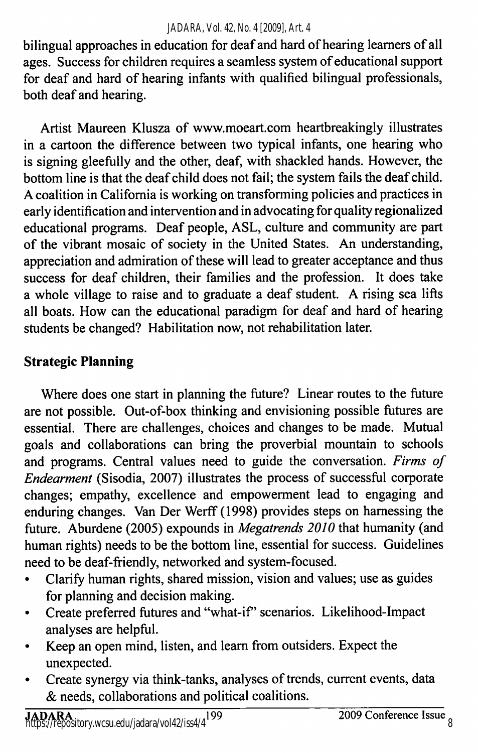bilingual approaches in education for deaf and hard of hearing learners of all ages. Success for children requires a seamless system of educational support for deaf and hard of hearing infants with qualified bilingual professionals, both deaf and hearing.

Artist Maureen Klusza of www.moeart.com heartbreakingly illustrates in a cartoon the difference between two typical infants, one hearing who is signing gleefully and the other, deaf, with shackled hands. However, the bottom line is that the deaf child does not fail; the system fails the deaf child. A coalition in California is working on transforming policies and practices in early identification and intervention and in advocating for quality regionalized educational programs. Deaf people, ASL, culture and community are part of the vibrant mosaic of society in the United States. An understanding, appreciation and admiration of these will lead to greater acceptance and thus success for deaf children, their families and the profession. It does take a whole village to raise and to graduate a deaf student. A rising sea lifts all boats. How can the educational paradigm for deaf and hard of hearing students be changed? Habilitation now, not rehabilitation later.

## Strategic Planning

Where does one start in planning the future? Linear routes to the future are not possible. Out-of-box thinking and envisioning possible futures are essential. There are challenges, choices and changes to be made. Mutual goals and collaborations can bring the proverbial mountain to schools and programs. Central values need to guide the conversation. *Firms of Endearment* (Sisodia, 2007) illustrates the process of successful corporate changes; empathy, excellence and empowerment lead to engaging and enduring changes. Van Der Werff (1998) provides steps on harnessing the future. Aburdene (2005) expounds in *Megatrends 2010* that humanity (and human rights) needs to be the bottom line, essential for success. Guidelines need to be deaf-friendly, networked and system-focused.

- Clarify human rights, shared mission, vision and values; use as guides for planning and decision making.
- Create preferred futures and "what-if" scenarios. Likelihood-Impact analyses are helpful.
- Keep an open mind, listen, and learn from outsiders. Expect the unexpected.
- Create synergy via think-tanks, analyses of trends, current events, data & needs, collaborations and political coalitions.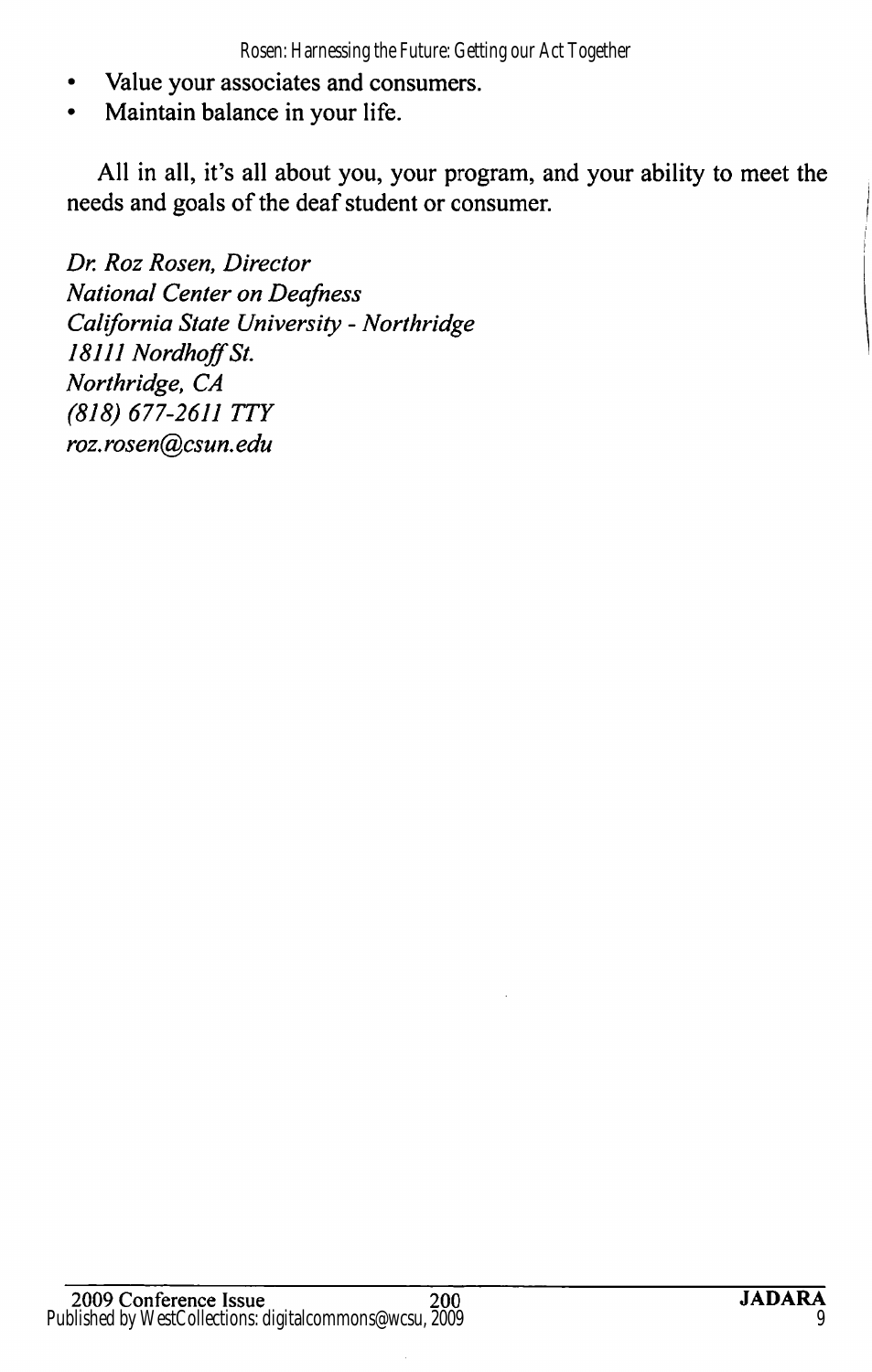- Value your associates and consumers.
- Maintain balance in your life.

All in all, it's all about you, your program, and your ability to meet the needs and goals of the deaf student or consumer.

*Dr. Roz Rosen, Director*
*National Center on Deafness*
*California State University - Northridge*
*18111 Nordhoff St.*
*Northridge, CA*
*(818) 677-2611 TTY*
*roz.rosen@csun.edu*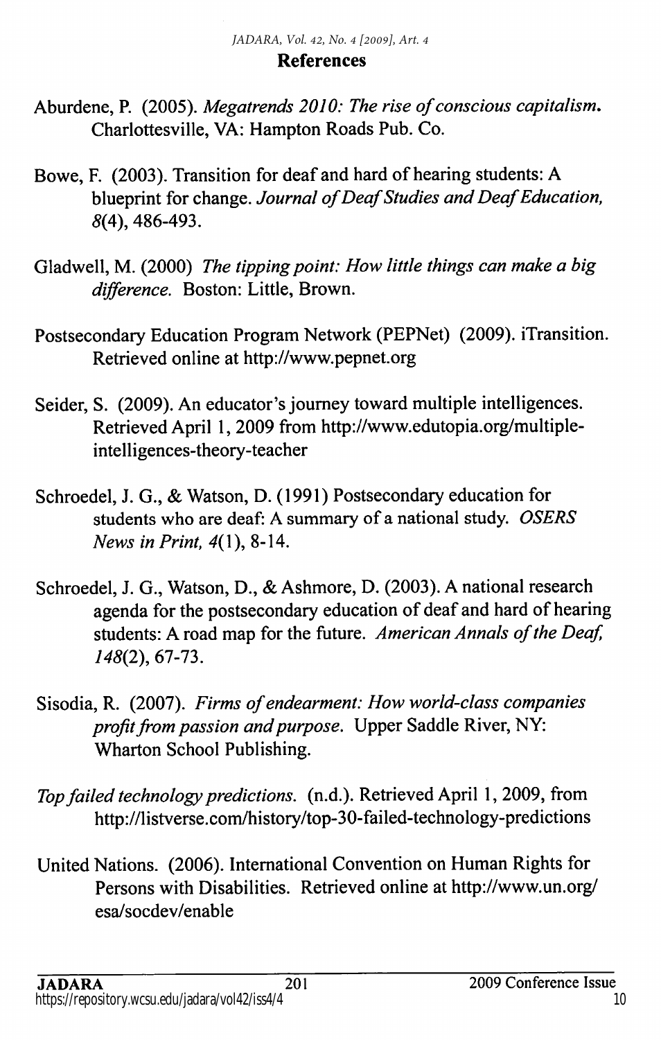## References

Aburdene, P. (2005). *Megatrends 2010: The rise of conscious capitalism.* Charlottesville, VA: Hampton Roads Pub. Co.

Bowe, F. (2003). Transition for deaf and hard of hearing students: A blueprint for change. *Journal of Deaf Studies and Deaf Education, 8*(4), 486-493.

Gladwell, M. (2000) *The tipping point: How little things can make a big difference.* Boston: Little, Brown.

Postsecondary Education Program Network (PEPNet) (2009). iTransition. Retrieved online at http://www.pepnet.org

Seider, S. (2009). An educator's journey toward multiple intelligences. Retrieved April 1, 2009 from http://www.edutopia.org/multiple-intelligences-theory-teacher

Schroedel, J. G., & Watson, D. (1991) Postsecondary education for students who are deaf: A summary of a national study. *OSERS News in Print, 4*(1), 8-14.

Schroedel, J. G., Watson, D., & Ashmore, D. (2003). A national research agenda for the postsecondary education of deaf and hard of hearing students: A road map for the future. *American Annals of the Deaf, 148*(2), 67-73.

Sisodia, R. (2007). *Firms of endearment: How world-class companies profit from passion and purpose.* Upper Saddle River, NY: Wharton School Publishing.

*Top failed technology predictions.* (n.d.). Retrieved April 1, 2009, from http://listverse.com/history/top-30-failed-technology-predictions

United Nations. (2006). International Convention on Human Rights for Persons with Disabilities. Retrieved online at http://www.un.org/esa/socdev/enable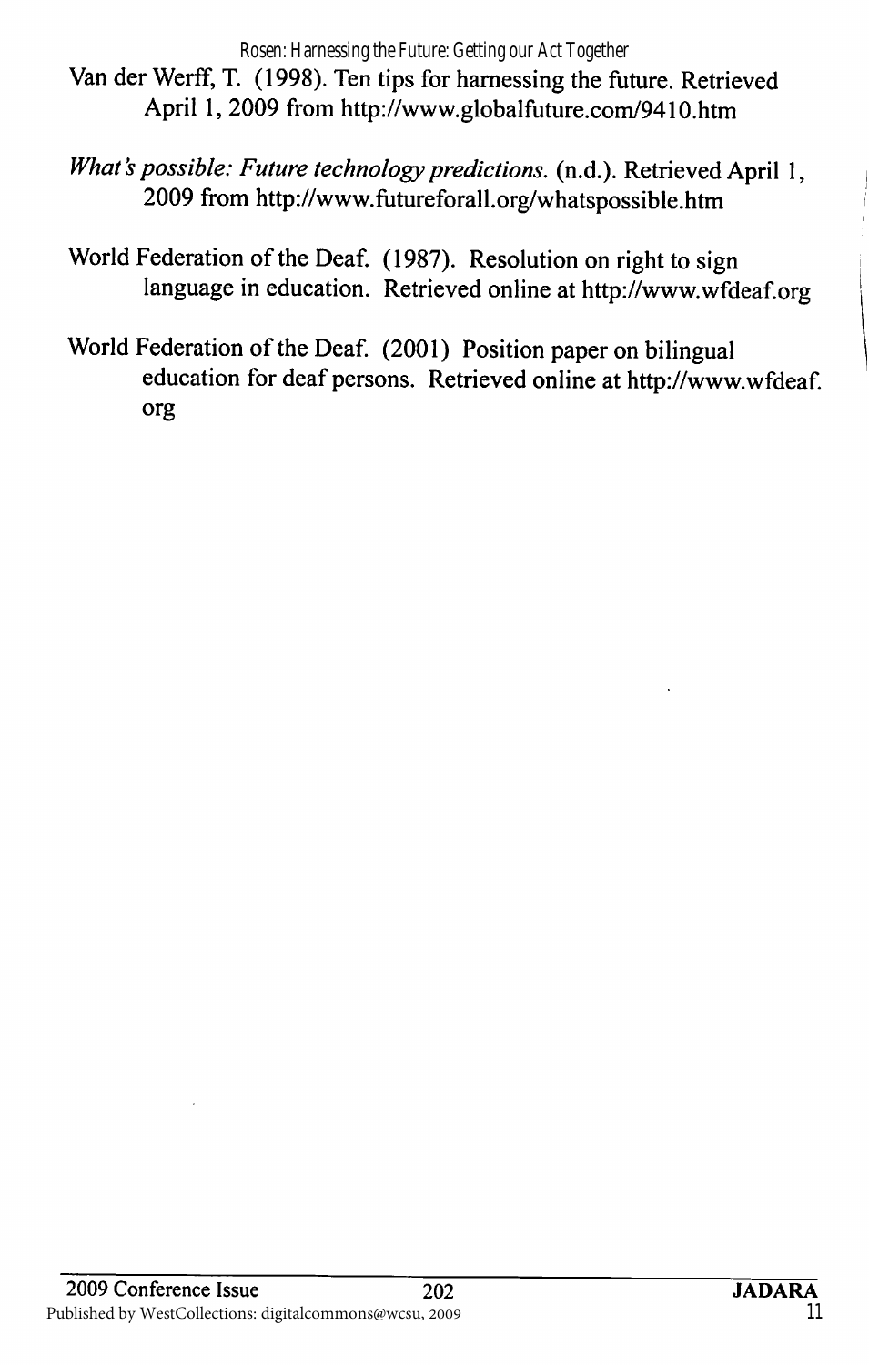Van der Werff, T. (1998). Ten tips for harnessing the future. Retrieved April 1, 2009 from http://www.globalfuture.com/9410.htm

*What's possible: Future technology predictions.* (n.d.). Retrieved April 1, 2009 from http://www.futureforall.org/whatspossible.htm

World Federation of the Deaf. (1987). Resolution on right to sign language in education. Retrieved online at http://www.wfdeaf.org

World Federation of the Deaf. (2001) Position paper on bilingual education for deaf persons. Retrieved online at http://www.wfdeaf.org